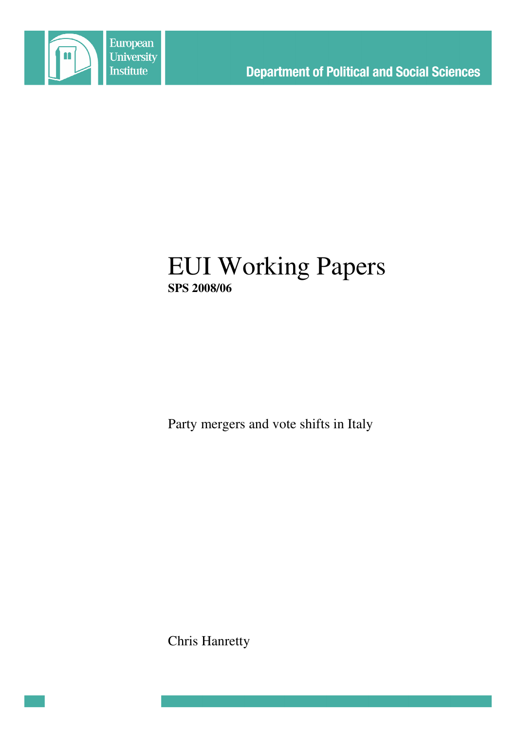European University Institute

Department of Political and Social Sciences

# EUI Working Papers

**SPS 2008/06**

Party mergers and vote shifts in Italy

Chris Hanretty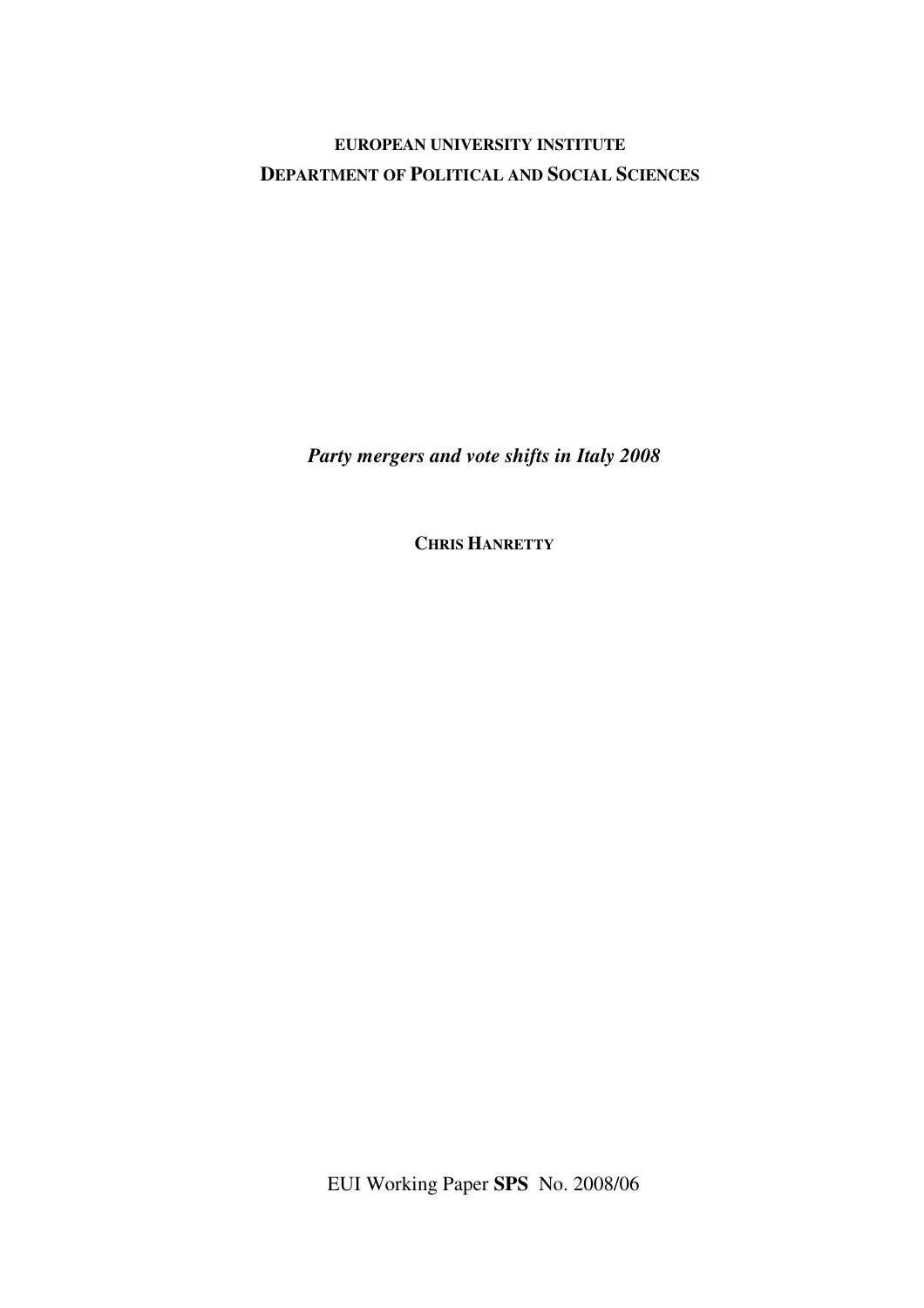**EUROPEAN UNIVERSITY INSTITUTE**
**DEPARTMENT OF POLITICAL AND SOCIAL SCIENCES**

***Party mergers and vote shifts in Italy 2008***

**CHRIS HANRETTY**

EUI Working Paper **SPS** No. 2008/06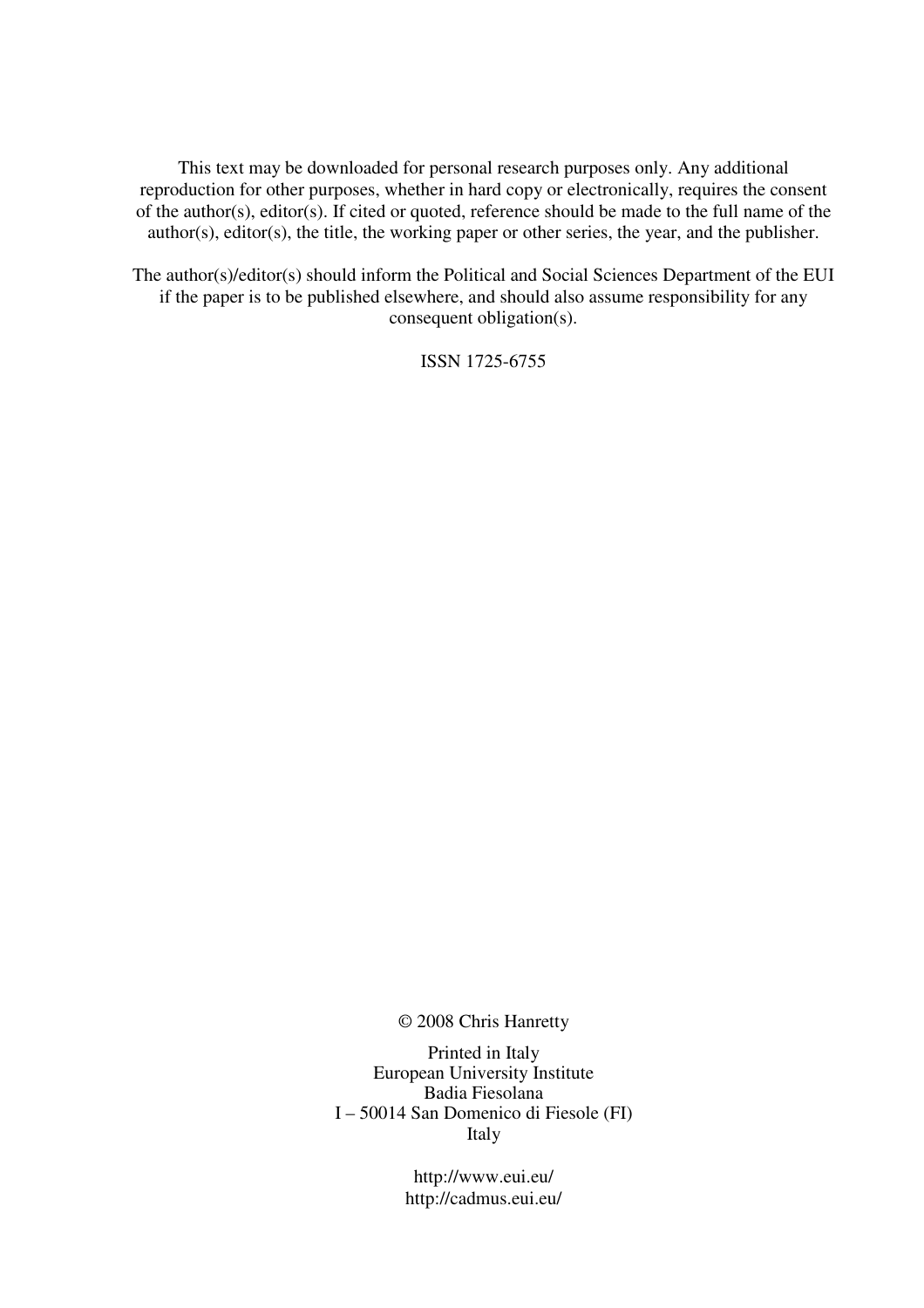This text may be downloaded for personal research purposes only. Any additional reproduction for other purposes, whether in hard copy or electronically, requires the consent of the author(s), editor(s). If cited or quoted, reference should be made to the full name of the author(s), editor(s), the title, the working paper or other series, the year, and the publisher.

The author(s)/editor(s) should inform the Political and Social Sciences Department of the EUI if the paper is to be published elsewhere, and should also assume responsibility for any consequent obligation(s).

ISSN 1725-6755

© 2008 Chris Hanretty

Printed in Italy
European University Institute
Badia Fiesolana
I – 50014 San Domenico di Fiesole (FI)
Italy

http://www.eui.eu/
http://cadmus.eui.eu/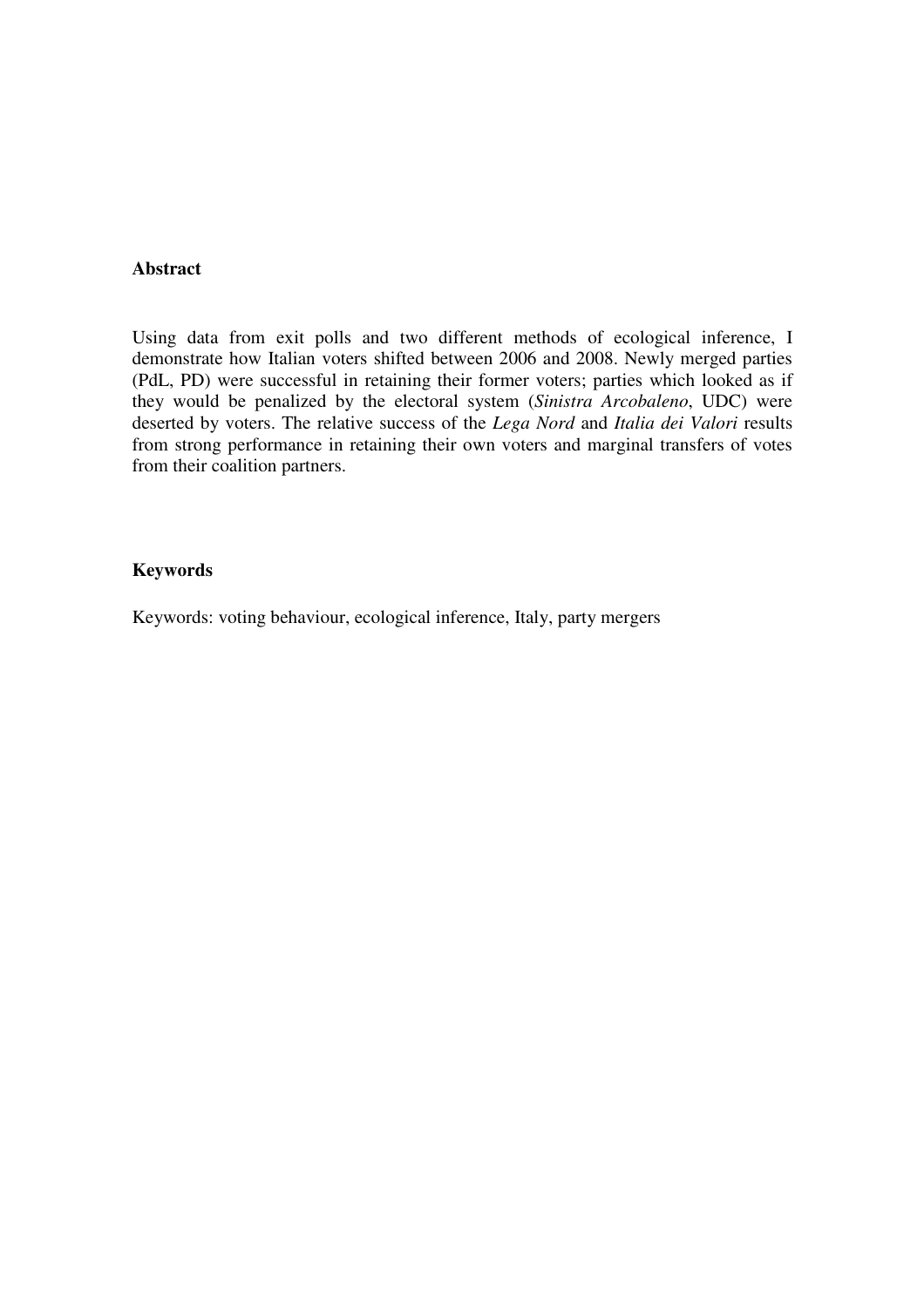## Abstract

Using data from exit polls and two different methods of ecological inference, I demonstrate how Italian voters shifted between 2006 and 2008. Newly merged parties (PdL, PD) were successful in retaining their former voters; parties which looked as if they would be penalized by the electoral system (*Sinistra Arcobaleno*, UDC) were deserted by voters. The relative success of the *Lega Nord* and *Italia dei Valori* results from strong performance in retaining their own voters and marginal transfers of votes from their coalition partners.

## Keywords

Keywords: voting behaviour, ecological inference, Italy, party mergers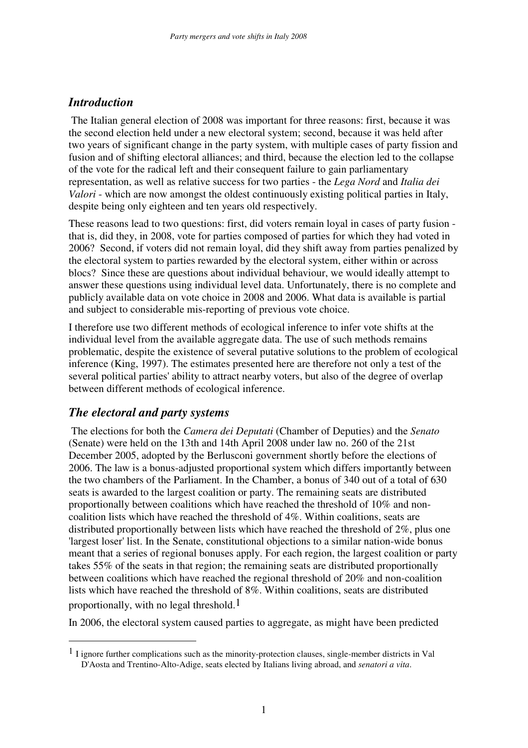## *Introduction*

The Italian general election of 2008 was important for three reasons: first, because it was the second election held under a new electoral system; second, because it was held after two years of significant change in the party system, with multiple cases of party fission and fusion and of shifting electoral alliances; and third, because the election led to the collapse of the vote for the radical left and their consequent failure to gain parliamentary representation, as well as relative success for two parties - the *Lega Nord* and *Italia dei Valori* - which are now amongst the oldest continuously existing political parties in Italy, despite being only eighteen and ten years old respectively.

These reasons lead to two questions: first, did voters remain loyal in cases of party fusion - that is, did they, in 2008, vote for parties composed of parties for which they had voted in 2006? Second, if voters did not remain loyal, did they shift away from parties penalized by the electoral system to parties rewarded by the electoral system, either within or across blocs? Since these are questions about individual behaviour, we would ideally attempt to answer these questions using individual level data. Unfortunately, there is no complete and publicly available data on vote choice in 2008 and 2006. What data is available is partial and subject to considerable mis-reporting of previous vote choice.

I therefore use two different methods of ecological inference to infer vote shifts at the individual level from the available aggregate data. The use of such methods remains problematic, despite the existence of several putative solutions to the problem of ecological inference (King, 1997). The estimates presented here are therefore not only a test of the several political parties' ability to attract nearby voters, but also of the degree of overlap between different methods of ecological inference.

## *The electoral and party systems*

The elections for both the *Camera dei Deputati* (Chamber of Deputies) and the *Senato* (Senate) were held on the 13th and 14th April 2008 under law no. 260 of the 21st December 2005, adopted by the Berlusconi government shortly before the elections of 2006. The law is a bonus-adjusted proportional system which differs importantly between the two chambers of the Parliament. In the Chamber, a bonus of 340 out of a total of 630 seats is awarded to the largest coalition or party. The remaining seats are distributed proportionally between coalitions which have reached the threshold of 10% and non-coalition lists which have reached the threshold of 4%. Within coalitions, seats are distributed proportionally between lists which have reached the threshold of 2%, plus one 'largest loser' list. In the Senate, constitutional objections to a similar nation-wide bonus meant that a series of regional bonuses apply. For each region, the largest coalition or party takes 55% of the seats in that region; the remaining seats are distributed proportionally between coalitions which have reached the regional threshold of 20% and non-coalition lists which have reached the threshold of 8%. Within coalitions, seats are distributed proportionally, with no legal threshold.[1]

In 2006, the electoral system caused parties to aggregate, as might have been predicted

[1] I ignore further complications such as the minority-protection clauses, single-member districts in Val D'Aosta and Trentino-Alto-Adige, seats elected by Italians living abroad, and *senatori a vita*.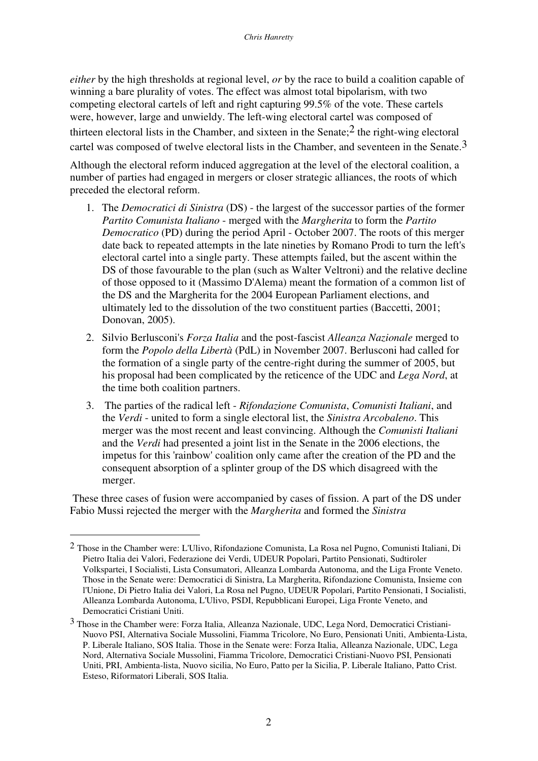*either* by the high thresholds at regional level, *or* by the race to build a coalition capable of winning a bare plurality of votes. The effect was almost total bipolarism, with two competing electoral cartels of left and right capturing 99.5% of the vote. These cartels were, however, large and unwieldy. The left-wing electoral cartel was composed of thirteen electoral lists in the Chamber, and sixteen in the Senate;[2] the right-wing electoral cartel was composed of twelve electoral lists in the Chamber, and seventeen in the Senate.[3]

Although the electoral reform induced aggregation at the level of the electoral coalition, a number of parties had engaged in mergers or closer strategic alliances, the roots of which preceded the electoral reform.

1. The *Democratici di Sinistra* (DS) - the largest of the successor parties of the former *Partito Comunista Italiano* - merged with the *Margherita* to form the *Partito Democratico* (PD) during the period April - October 2007. The roots of this merger date back to repeated attempts in the late nineties by Romano Prodi to turn the left's electoral cartel into a single party. These attempts failed, but the ascent within the DS of those favourable to the plan (such as Walter Veltroni) and the relative decline of those opposed to it (Massimo D'Alema) meant the formation of a common list of the DS and the Margherita for the 2004 European Parliament elections, and ultimately led to the dissolution of the two constituent parties (Baccetti, 2001; Donovan, 2005).
2. Silvio Berlusconi's *Forza Italia* and the post-fascist *Alleanza Nazionale* merged to form the *Popolo della Libertà* (PdL) in November 2007. Berlusconi had called for the formation of a single party of the centre-right during the summer of 2005, but his proposal had been complicated by the reticence of the UDC and *Lega Nord*, at the time both coalition partners.
3. The parties of the radical left - *Rifondazione Comunista*, *Comunisti Italiani*, and the *Verdi* - united to form a single electoral list, the *Sinistra Arcobaleno*. This merger was the most recent and least convincing. Although the *Comunisti Italiani* and the *Verdi* had presented a joint list in the Senate in the 2006 elections, the impetus for this 'rainbow' coalition only came after the creation of the PD and the consequent absorption of a splinter group of the DS which disagreed with the merger.

These three cases of fusion were accompanied by cases of fission. A part of the DS under Fabio Mussi rejected the merger with the *Margherita* and formed the *Sinistra*

---

[2] Those in the Chamber were: L'Ulivo, Rifondazione Comunista, La Rosa nel Pugno, Comunisti Italiani, Di Pietro Italia dei Valori, Federazione dei Verdi, UDEUR Popolari, Partito Pensionati, Sudtiroler Volkspartei, I Socialisti, Lista Consumatori, Alleanza Lombarda Autonoma, and the Liga Fronte Veneto. Those in the Senate were: Democratici di Sinistra, La Margherita, Rifondazione Comunista, Insieme con l'Unione, Di Pietro Italia dei Valori, La Rosa nel Pugno, UDEUR Popolari, Partito Pensionati, I Socialisti, Alleanza Lombarda Autonoma, L'Ulivo, PSDI, Repubblicani Europei, Liga Fronte Veneto, and Democratici Cristiani Uniti.

[3] Those in the Chamber were: Forza Italia, Alleanza Nazionale, UDC, Lega Nord, Democratici Cristiani-Nuovo PSI, Alternativa Sociale Mussolini, Fiamma Tricolore, No Euro, Pensionati Uniti, Ambienta-Lista, P. Liberale Italiano, SOS Italia. Those in the Senate were: Forza Italia, Alleanza Nazionale, UDC, Lega Nord, Alternativa Sociale Mussolini, Fiamma Tricolore, Democratici Cristiani-Nuovo PSI, Pensionati Uniti, PRI, Ambienta-lista, Nuovo sicilia, No Euro, Patto per la Sicilia, P. Liberale Italiano, Patto Crist. Esteso, Riformatori Liberali, SOS Italia.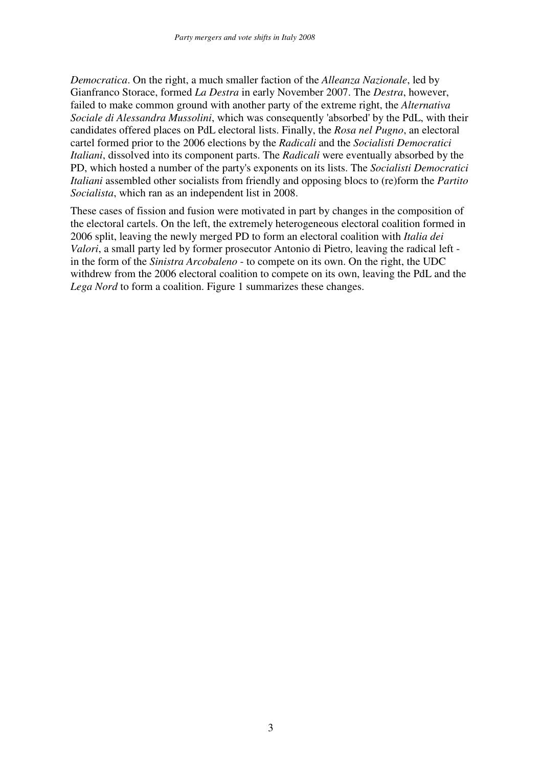*Democratica*. On the right, a much smaller faction of the *Alleanza Nazionale*, led by Gianfranco Storace, formed *La Destra* in early November 2007. The *Destra*, however, failed to make common ground with another party of the extreme right, the *Alternativa Sociale di Alessandra Mussolini*, which was consequently 'absorbed' by the PdL, with their candidates offered places on PdL electoral lists. Finally, the *Rosa nel Pugno*, an electoral cartel formed prior to the 2006 elections by the *Radicali* and the *Socialisti Democratici Italiani*, dissolved into its component parts. The *Radicali* were eventually absorbed by the PD, which hosted a number of the party's exponents on its lists. The *Socialisti Democratici Italiani* assembled other socialists from friendly and opposing blocs to (re)form the *Partito Socialista*, which ran as an independent list in 2008.

These cases of fission and fusion were motivated in part by changes in the composition of the electoral cartels. On the left, the extremely heterogeneous electoral coalition formed in 2006 split, leaving the newly merged PD to form an electoral coalition with *Italia dei Valori*, a small party led by former prosecutor Antonio di Pietro, leaving the radical left - in the form of the *Sinistra Arcobaleno* - to compete on its own. On the right, the UDC withdrew from the 2006 electoral coalition to compete on its own, leaving the PdL and the *Lega Nord* to form a coalition. Figure 1 summarizes these changes.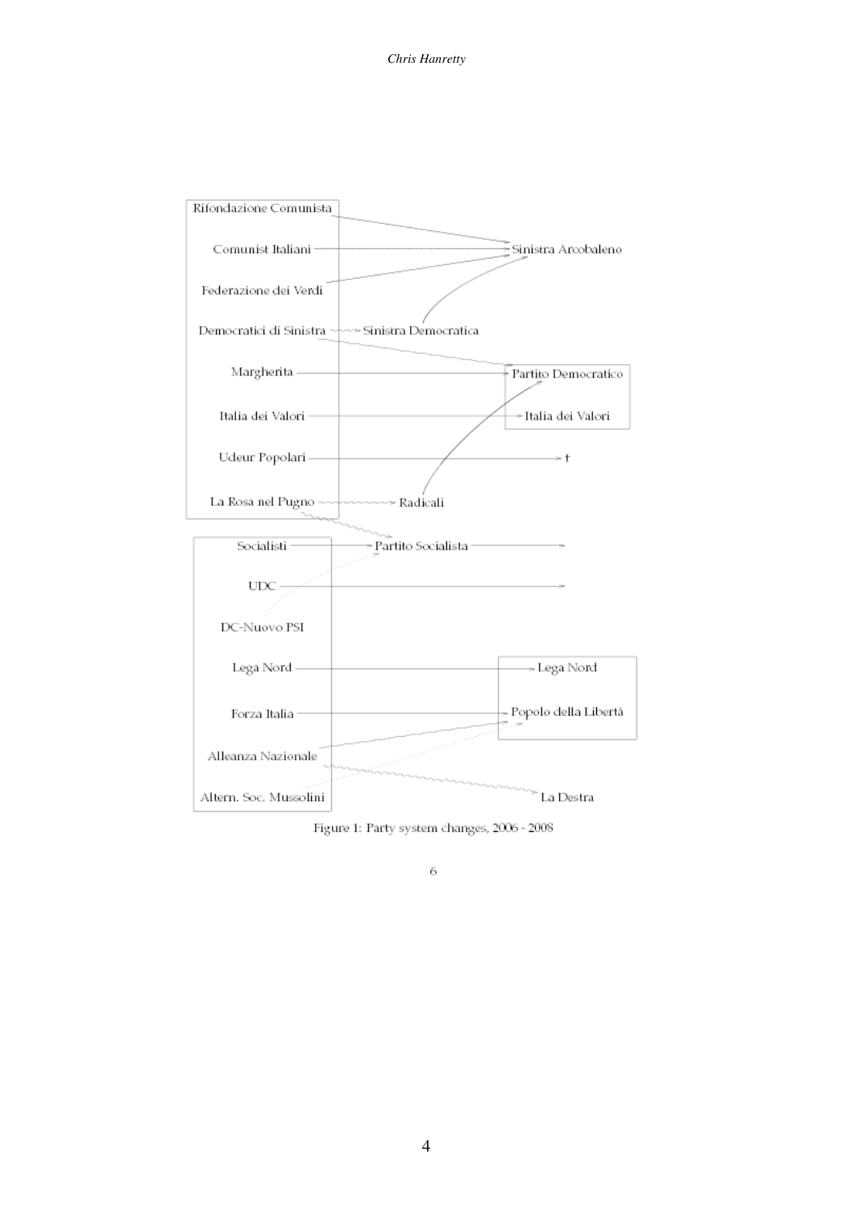Rifondazione Comunista

Comunist Italiani

Federazione dei Verdi

Democratici di Sinistra

Margherita

Italia dei Valori

Udeur Popolari

La Rosa nel Pugno

Sinistra Arcobaleno

Sinistra Democratica

Partito Democratico

Italia dei Valori

†

Radicali

Socialisti

UDC

DC-Nuovo PSI

Lega Nord

Forza Italia

Alleanza Nazionale

Altern. Soc. Mussolini

Partito Socialista

Lega Nord

Popolo della Libertà

La Destra

Figure 1: Party system changes, 2006 - 2008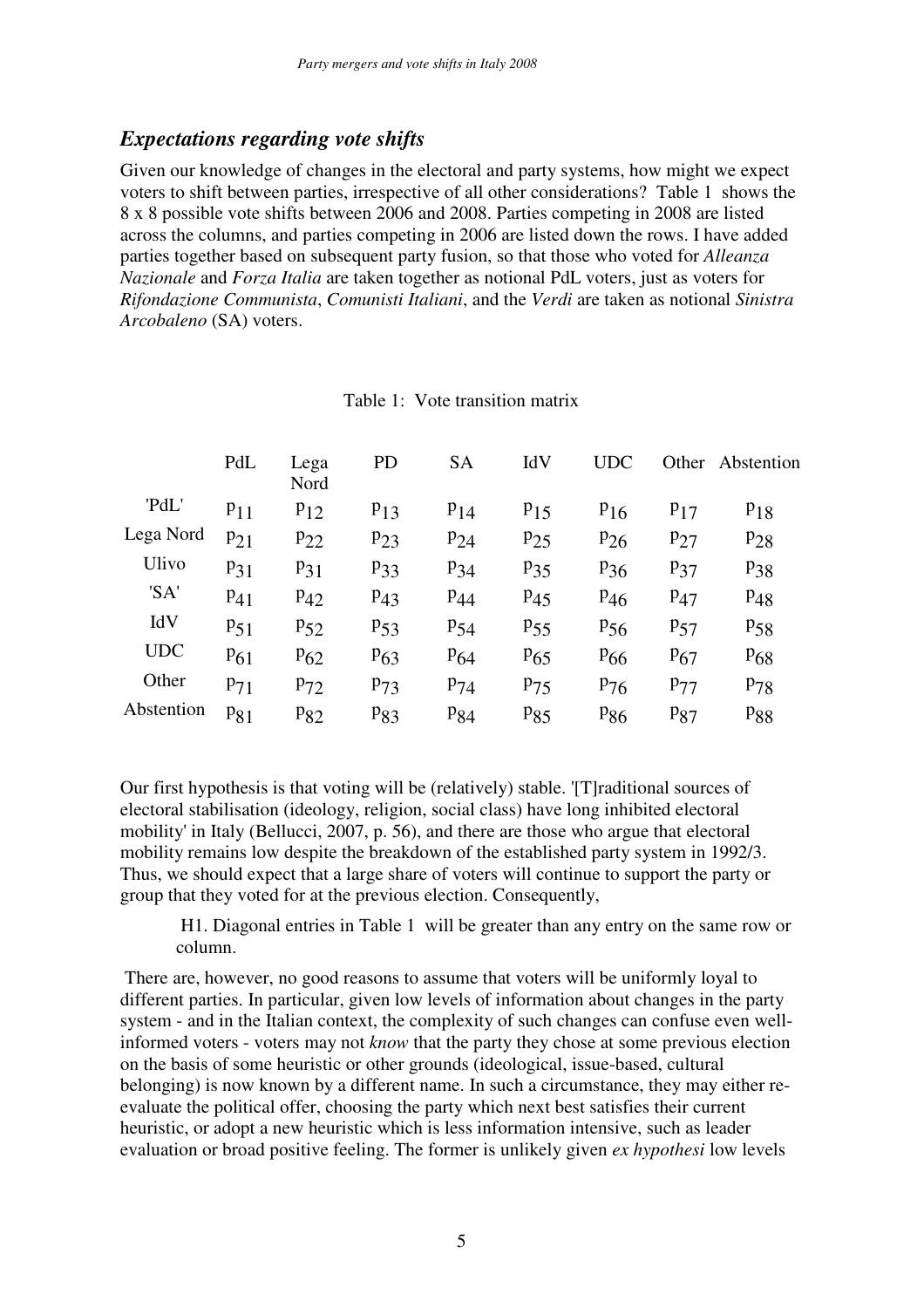### *Expectations regarding vote shifts*

Given our knowledge of changes in the electoral and party systems, how might we expect voters to shift between parties, irrespective of all other considerations? Table 1 shows the 8 x 8 possible vote shifts between 2006 and 2008. Parties competing in 2008 are listed across the columns, and parties competing in 2006 are listed down the rows. I have added parties together based on subsequent party fusion, so that those who voted for *Alleanza Nazionale* and *Forza Italia* are taken together as notional PdL voters, just as voters for *Rifondazione Communista*, *Comunisti Italiani*, and the *Verdi* are taken as notional *Sinistra Arcobaleno* (SA) voters.

Table 1: Vote transition matrix

| | PdL | Lega Nord | PD | SA | IdV | UDC | Other | Abstention |
|---|---|---|---|---|---|---|---|---|
| 'PdL' | $p_{11}$ | $p_{12}$ | $p_{13}$ | $p_{14}$ | $p_{15}$ | $p_{16}$ | $p_{17}$ | $p_{18}$ |
| Lega Nord | $p_{21}$ | $p_{22}$ | $p_{23}$ | $p_{24}$ | $p_{25}$ | $p_{26}$ | $p_{27}$ | $p_{28}$ |
| Ulivo | $p_{31}$ | $p_{31}$ | $p_{33}$ | $p_{34}$ | $p_{35}$ | $p_{36}$ | $p_{37}$ | $p_{38}$ |
| 'SA' | $p_{41}$ | $p_{42}$ | $p_{43}$ | $p_{44}$ | $p_{45}$ | $p_{46}$ | $p_{47}$ | $p_{48}$ |
| IdV | $p_{51}$ | $p_{52}$ | $p_{53}$ | $p_{54}$ | $p_{55}$ | $p_{56}$ | $p_{57}$ | $p_{58}$ |
| UDC | $p_{61}$ | $p_{62}$ | $p_{63}$ | $p_{64}$ | $p_{65}$ | $p_{66}$ | $p_{67}$ | $p_{68}$ |
| Other | $p_{71}$ | $p_{72}$ | $p_{73}$ | $p_{74}$ | $p_{75}$ | $p_{76}$ | $p_{77}$ | $p_{78}$ |
| Abstention | $p_{81}$ | $p_{82}$ | $p_{83}$ | $p_{84}$ | $p_{85}$ | $p_{86}$ | $p_{87}$ | $p_{88}$ |

Our first hypothesis is that voting will be (relatively) stable. '[T]raditional sources of electoral stabilisation (ideology, religion, social class) have long inhibited electoral mobility' in Italy (Bellucci, 2007, p. 56), and there are those who argue that electoral mobility remains low despite the breakdown of the established party system in 1992/3. Thus, we should expect that a large share of voters will continue to support the party or group that they voted for at the previous election. Consequently,

> H1. Diagonal entries in Table 1 will be greater than any entry on the same row or column.

There are, however, no good reasons to assume that voters will be uniformly loyal to different parties. In particular, given low levels of information about changes in the party system - and in the Italian context, the complexity of such changes can confuse even well-informed voters - voters may not *know* that the party they chose at some previous election on the basis of some heuristic or other grounds (ideological, issue-based, cultural belonging) is now known by a different name. In such a circumstance, they may either re-evaluate the political offer, choosing the party which next best satisfies their current heuristic, or adopt a new heuristic which is less information intensive, such as leader evaluation or broad positive feeling. The former is unlikely given *ex hypothesi* low levels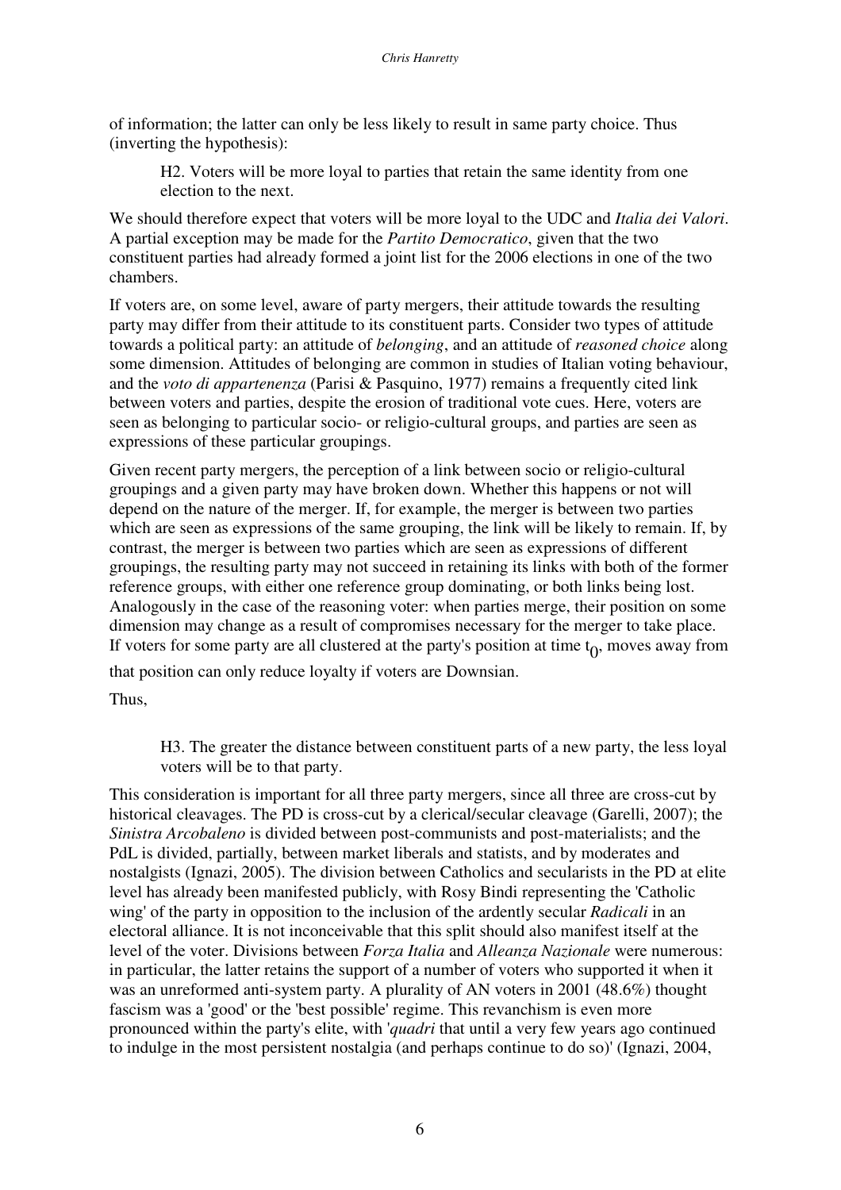of information; the latter can only be less likely to result in same party choice. Thus (inverting the hypothesis):

> H2. Voters will be more loyal to parties that retain the same identity from one election to the next.

We should therefore expect that voters will be more loyal to the UDC and *Italia dei Valori*. A partial exception may be made for the *Partito Democratico*, given that the two constituent parties had already formed a joint list for the 2006 elections in one of the two chambers.

If voters are, on some level, aware of party mergers, their attitude towards the resulting party may differ from their attitude to its constituent parts. Consider two types of attitude towards a political party: an attitude of *belonging*, and an attitude of *reasoned choice* along some dimension. Attitudes of belonging are common in studies of Italian voting behaviour, and the *voto di appartenenza* (Parisi & Pasquino, 1977) remains a frequently cited link between voters and parties, despite the erosion of traditional vote cues. Here, voters are seen as belonging to particular socio- or religio-cultural groups, and parties are seen as expressions of these particular groupings.

Given recent party mergers, the perception of a link between socio or religio-cultural groupings and a given party may have broken down. Whether this happens or not will depend on the nature of the merger. If, for example, the merger is between two parties which are seen as expressions of the same grouping, the link will be likely to remain. If, by contrast, the merger is between two parties which are seen as expressions of different groupings, the resulting party may not succeed in retaining its links with both of the former reference groups, with either one reference group dominating, or both links being lost. Analogously in the case of the reasoning voter: when parties merge, their position on some dimension may change as a result of compromises necessary for the merger to take place. If voters for some party are all clustered at the party's position at time $t_0$, moves away from that position can only reduce loyalty if voters are Downsian.

Thus,

> H3. The greater the distance between constituent parts of a new party, the less loyal voters will be to that party.

This consideration is important for all three party mergers, since all three are cross-cut by historical cleavages. The PD is cross-cut by a clerical/secular cleavage (Garelli, 2007); the *Sinistra Arcobaleno* is divided between post-communists and post-materialists; and the PdL is divided, partially, between market liberals and statists, and by moderates and nostalgists (Ignazi, 2005). The division between Catholics and secularists in the PD at elite level has already been manifested publicly, with Rosy Bindi representing the 'Catholic wing' of the party in opposition to the inclusion of the ardently secular *Radicali* in an electoral alliance. It is not inconceivable that this split should also manifest itself at the level of the voter. Divisions between *Forza Italia* and *Alleanza Nazionale* were numerous: in particular, the latter retains the support of a number of voters who supported it when it was an unreformed anti-system party. A plurality of AN voters in 2001 (48.6%) thought fascism was a 'good' or the 'best possible' regime. This revanchism is even more pronounced within the party's elite, with '*quadri* that until a very few years ago continued to indulge in the most persistent nostalgia (and perhaps continue to do so)' (Ignazi, 2004,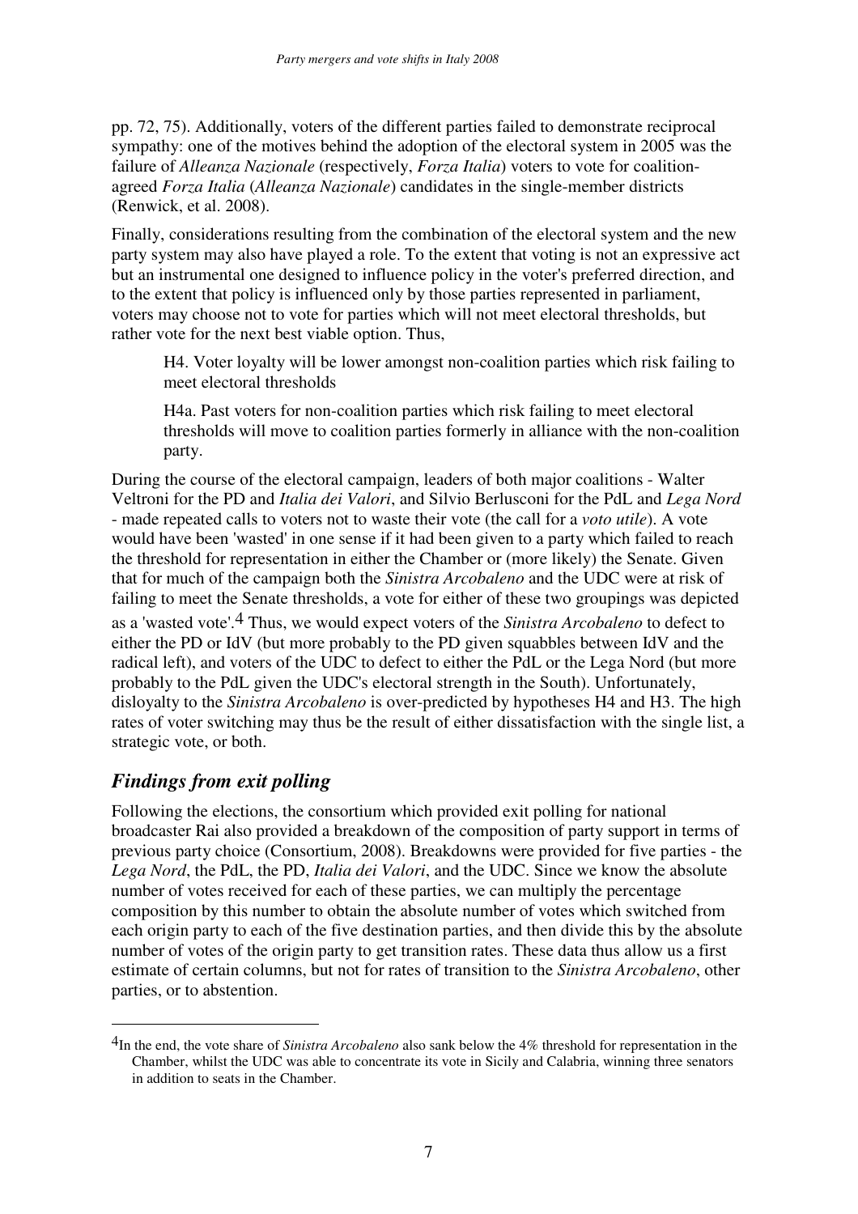pp. 72, 75). Additionally, voters of the different parties failed to demonstrate reciprocal sympathy: one of the motives behind the adoption of the electoral system in 2005 was the failure of *Alleanza Nazionale* (respectively, *Forza Italia*) voters to vote for coalition-agreed *Forza Italia* (*Alleanza Nazionale*) candidates in the single-member districts (Renwick, et al. 2008).

Finally, considerations resulting from the combination of the electoral system and the new party system may also have played a role. To the extent that voting is not an expressive act but an instrumental one designed to influence policy in the voter's preferred direction, and to the extent that policy is influenced only by those parties represented in parliament, voters may choose not to vote for parties which will not meet electoral thresholds, but rather vote for the next best viable option. Thus,

> H4. Voter loyalty will be lower amongst non-coalition parties which risk failing to meet electoral thresholds
>
> H4a. Past voters for non-coalition parties which risk failing to meet electoral thresholds will move to coalition parties formerly in alliance with the non-coalition party.

During the course of the electoral campaign, leaders of both major coalitions - Walter Veltroni for the PD and *Italia dei Valori*, and Silvio Berlusconi for the PdL and *Lega Nord* - made repeated calls to voters not to waste their vote (the call for a *voto utile*). A vote would have been 'wasted' in one sense if it had been given to a party which failed to reach the threshold for representation in either the Chamber or (more likely) the Senate. Given that for much of the campaign both the *Sinistra Arcobaleno* and the UDC were at risk of failing to meet the Senate thresholds, a vote for either of these two groupings was depicted as a 'wasted vote'.[4] Thus, we would expect voters of the *Sinistra Arcobaleno* to defect to either the PD or IdV (but more probably to the PD given squabbles between IdV and the radical left), and voters of the UDC to defect to either the PdL or the Lega Nord (but more probably to the PdL given the UDC's electoral strength in the South). Unfortunately, disloyalty to the *Sinistra Arcobaleno* is over-predicted by hypotheses H4 and H3. The high rates of voter switching may thus be the result of either dissatisfaction with the single list, a strategic vote, or both.

## *Findings from exit polling*

Following the elections, the consortium which provided exit polling for national broadcaster Rai also provided a breakdown of the composition of party support in terms of previous party choice (Consortium, 2008). Breakdowns were provided for five parties - the *Lega Nord*, the PdL, the PD, *Italia dei Valori*, and the UDC. Since we know the absolute number of votes received for each of these parties, we can multiply the percentage composition by this number to obtain the absolute number of votes which switched from each origin party to each of the five destination parties, and then divide this by the absolute number of votes of the origin party to get transition rates. These data thus allow us a first estimate of certain columns, but not for rates of transition to the *Sinistra Arcobaleno*, other parties, or to abstention.

---

[4] In the end, the vote share of *Sinistra Arcobaleno* also sank below the 4% threshold for representation in the Chamber, whilst the UDC was able to concentrate its vote in Sicily and Calabria, winning three senators in addition to seats in the Chamber.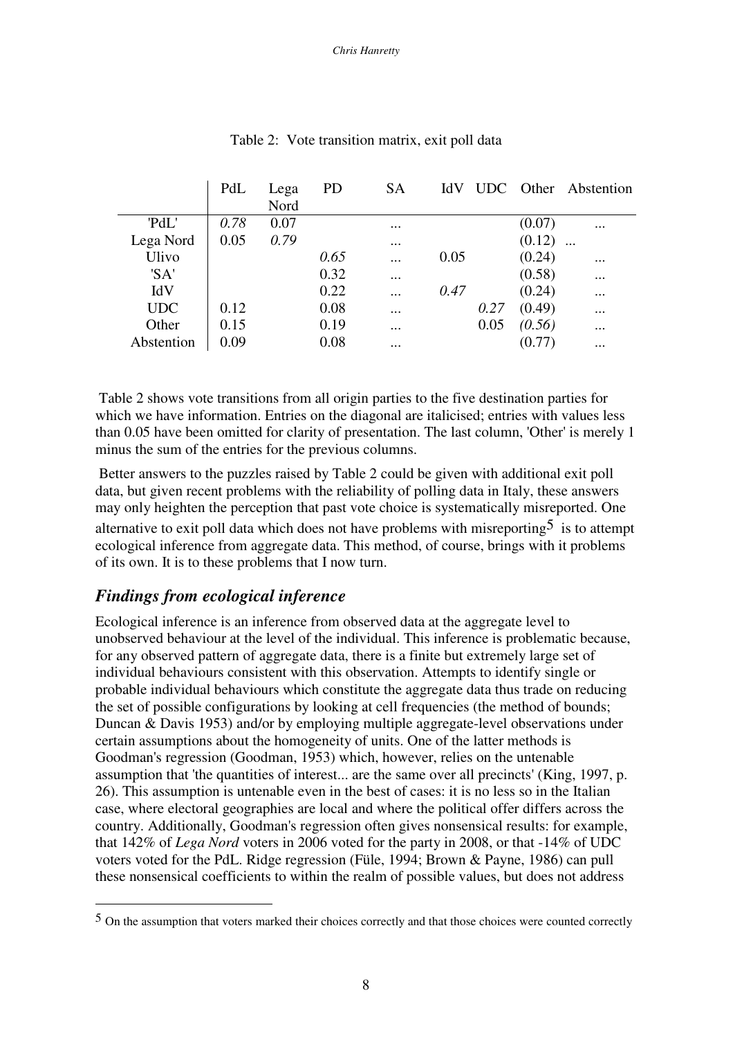Table 2: Vote transition matrix, exit poll data

| | PdL | Lega Nord | PD | SA | IdV | UDC | Other | Abstention |
|---|---|---|---|---|---|---|---|---|
| 'PdL' | *0.78* | 0.07 | | ... | | | (0.07) | ... |
| Lega Nord | 0.05 | *0.79* | | ... | | | (0.12) | ... |
| Ulivo | | | *0.65* | ... | 0.05 | | (0.24) | ... |
| 'SA' | | | 0.32 | ... | | | (0.58) | ... |
| IdV | | | 0.22 | ... | *0.47* | | (0.24) | ... |
| UDC | 0.12 | | 0.08 | ... | | *0.27* | (0.49) | ... |
| Other | 0.15 | | 0.19 | ... | | 0.05 | *(0.56)* | ... |
| Abstention | 0.09 | | 0.08 | ... | | | (0.77) | ... |

Table 2 shows vote transitions from all origin parties to the five destination parties for which we have information. Entries on the diagonal are italicised; entries with values less than 0.05 have been omitted for clarity of presentation. The last column, 'Other' is merely 1 minus the sum of the entries for the previous columns.

Better answers to the puzzles raised by Table 2 could be given with additional exit poll data, but given recent problems with the reliability of polling data in Italy, these answers may only heighten the perception that past vote choice is systematically misreported. One alternative to exit poll data which does not have problems with misreporting[5] is to attempt ecological inference from aggregate data. This method, of course, brings with it problems of its own. It is to these problems that I now turn.

## *Findings from ecological inference*

Ecological inference is an inference from observed data at the aggregate level to unobserved behaviour at the level of the individual. This inference is problematic because, for any observed pattern of aggregate data, there is a finite but extremely large set of individual behaviours consistent with this observation. Attempts to identify single or probable individual behaviours which constitute the aggregate data thus trade on reducing the set of possible configurations by looking at cell frequencies (the method of bounds; Duncan & Davis 1953) and/or by employing multiple aggregate-level observations under certain assumptions about the homogeneity of units. One of the latter methods is Goodman's regression (Goodman, 1953) which, however, relies on the untenable assumption that 'the quantities of interest... are the same over all precincts' (King, 1997, p. 26). This assumption is untenable even in the best of cases: it is no less so in the Italian case, where electoral geographies are local and where the political offer differs across the country. Additionally, Goodman's regression often gives nonsensical results: for example, that 142% of *Lega Nord* voters in 2006 voted for the party in 2008, or that -14% of UDC voters voted for the PdL. Ridge regression (Füle, 1994; Brown & Payne, 1986) can pull these nonsensical coefficients to within the realm of possible values, but does not address

[5] On the assumption that voters marked their choices correctly and that those choices were counted correctly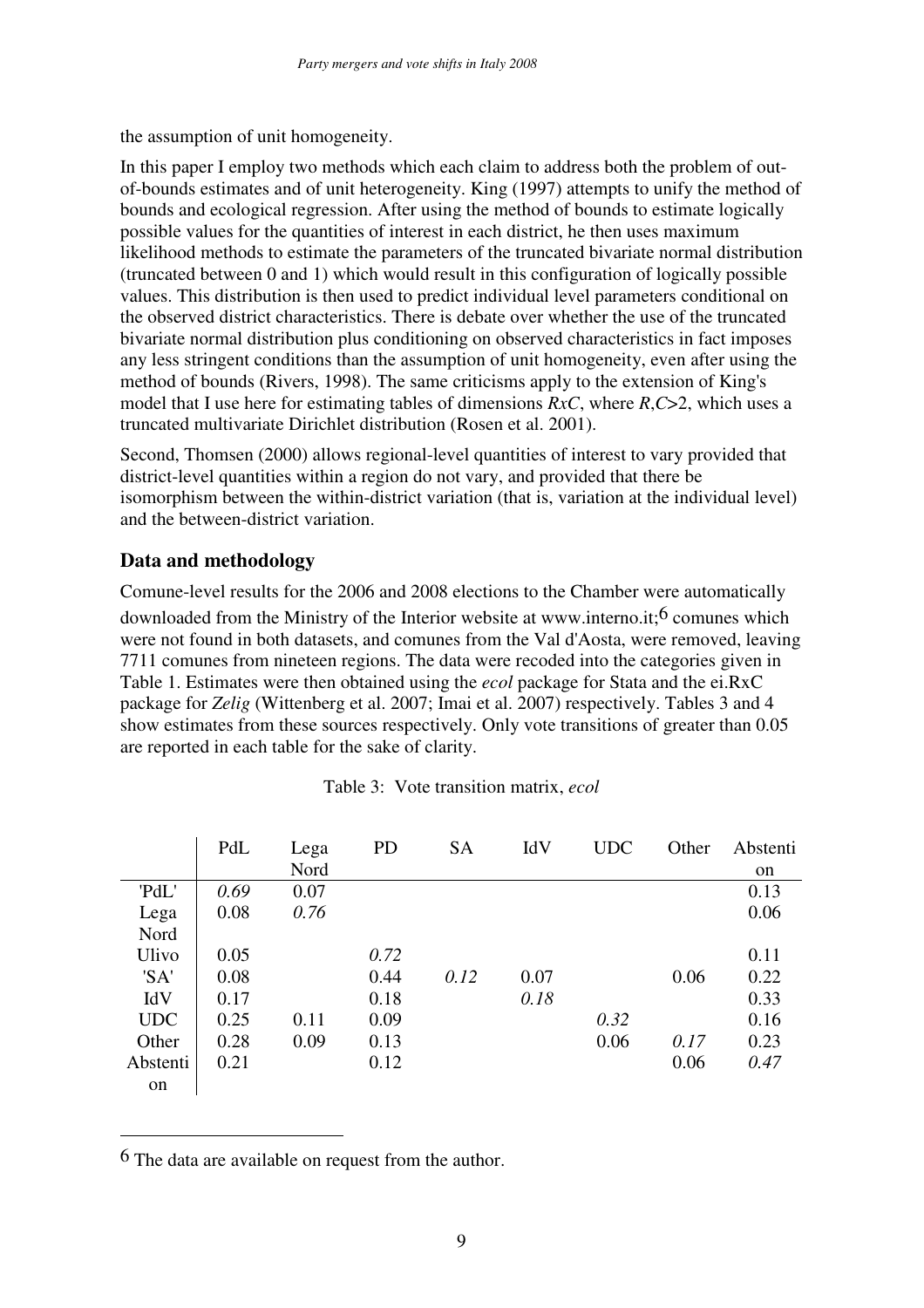the assumption of unit homogeneity.

In this paper I employ two methods which each claim to address both the problem of out-of-bounds estimates and of unit heterogeneity. King (1997) attempts to unify the method of bounds and ecological regression. After using the method of bounds to estimate logically possible values for the quantities of interest in each district, he then uses maximum likelihood methods to estimate the parameters of the truncated bivariate normal distribution (truncated between 0 and 1) which would result in this configuration of logically possible values. This distribution is then used to predict individual level parameters conditional on the observed district characteristics. There is debate over whether the use of the truncated bivariate normal distribution plus conditioning on observed characteristics in fact imposes any less stringent conditions than the assumption of unit homogeneity, even after using the method of bounds (Rivers, 1998). The same criticisms apply to the extension of King's model that I use here for estimating tables of dimensions *RxC*, where *R*,*C*>2, which uses a truncated multivariate Dirichlet distribution (Rosen et al. 2001).

Second, Thomsen (2000) allows regional-level quantities of interest to vary provided that district-level quantities within a region do not vary, and provided that there be isomorphism between the within-district variation (that is, variation at the individual level) and the between-district variation.

## Data and methodology

Comune-level results for the 2006 and 2008 elections to the Chamber were automatically downloaded from the Ministry of the Interior website at www.interno.it;[6] comunes which were not found in both datasets, and comunes from the Val d'Aosta, were removed, leaving 7711 comunes from nineteen regions. The data were recoded into the categories given in Table 1. Estimates were then obtained using the *ecol* package for Stata and the ei.RxC package for *Zelig* (Wittenberg et al. 2007; Imai et al. 2007) respectively. Tables 3 and 4 show estimates from these sources respectively. Only vote transitions of greater than 0.05 are reported in each table for the sake of clarity.

Table 3: Vote transition matrix, *ecol*

| | PdL | Lega Nord | PD | SA | IdV | UDC | Other | Abstention |
|---|---|---|---|---|---|---|---|---|
| 'PdL' | *0.69* | 0.07 | | | | | | 0.13 |
| Lega Nord | 0.08 | *0.76* | | | | | | 0.06 |
| Ulivo | 0.05 | | *0.72* | | | | | 0.11 |
| 'SA' | 0.08 | | 0.44 | *0.12* | 0.07 | | 0.06 | 0.22 |
| IdV | 0.17 | | 0.18 | | *0.18* | | | 0.33 |
| UDC | 0.25 | 0.11 | 0.09 | | | *0.32* | | 0.16 |
| Other | 0.28 | 0.09 | 0.13 | | | 0.06 | *0.17* | 0.23 |
| Abstention | 0.21 | | 0.12 | | | | 0.06 | *0.47* |

---

[6] The data are available on request from the author.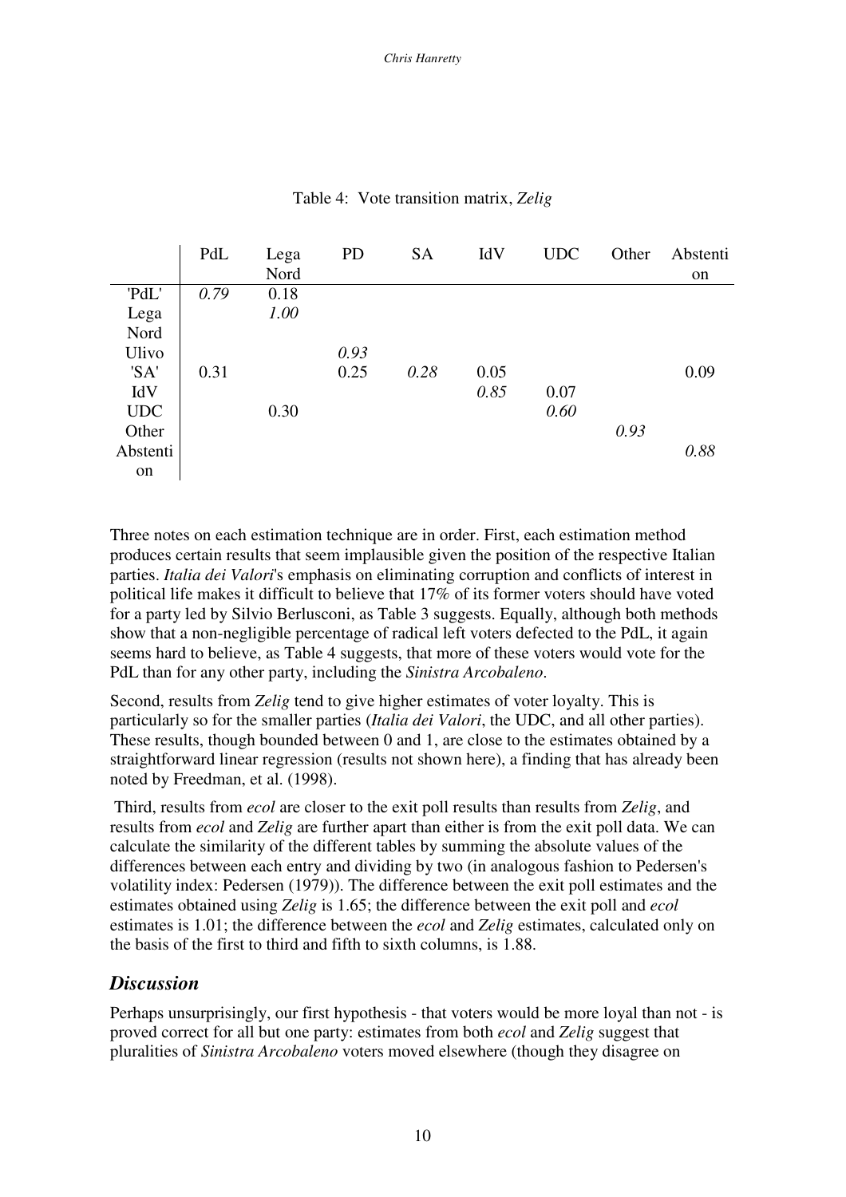Table 4: Vote transition matrix, *Zelig*

| | PdL | Lega Nord | PD | SA | IdV | UDC | Other | Abstention |
|---|---|---|---|---|---|---|---|---|
| 'PdL' | *0.79* | 0.18 | | | | | | |
| Lega Nord | | *1.00* | | | | | | |
| Ulivo | | | *0.93* | | | | | |
| 'SA' | 0.31 | | 0.25 | *0.28* | 0.05 | | | 0.09 |
| IdV | | | | | *0.85* | 0.07 | | |
| UDC | | 0.30 | | | | *0.60* | | |
| Other | | | | | | | *0.93* | |
| Abstention | | | | | | | | *0.88* |

Three notes on each estimation technique are in order. First, each estimation method produces certain results that seem implausible given the position of the respective Italian parties. *Italia dei Valori*'s emphasis on eliminating corruption and conflicts of interest in political life makes it difficult to believe that 17% of its former voters should have voted for a party led by Silvio Berlusconi, as Table 3 suggests. Equally, although both methods show that a non-negligible percentage of radical left voters defected to the PdL, it again seems hard to believe, as Table 4 suggests, that more of these voters would vote for the PdL than for any other party, including the *Sinistra Arcobaleno*.

Second, results from *Zelig* tend to give higher estimates of voter loyalty. This is particularly so for the smaller parties (*Italia dei Valori*, the UDC, and all other parties). These results, though bounded between 0 and 1, are close to the estimates obtained by a straightforward linear regression (results not shown here), a finding that has already been noted by Freedman, et al. (1998).

Third, results from *ecol* are closer to the exit poll results than results from *Zelig*, and results from *ecol* and *Zelig* are further apart than either is from the exit poll data. We can calculate the similarity of the different tables by summing the absolute values of the differences between each entry and dividing by two (in analogous fashion to Pedersen's volatility index: Pedersen (1979)). The difference between the exit poll estimates and the estimates obtained using *Zelig* is 1.65; the difference between the exit poll and *ecol* estimates is 1.01; the difference between the *ecol* and *Zelig* estimates, calculated only on the basis of the first to third and fifth to sixth columns, is 1.88.

## *Discussion*

Perhaps unsurprisingly, our first hypothesis - that voters would be more loyal than not - is proved correct for all but one party: estimates from both *ecol* and *Zelig* suggest that pluralities of *Sinistra Arcobaleno* voters moved elsewhere (though they disagree on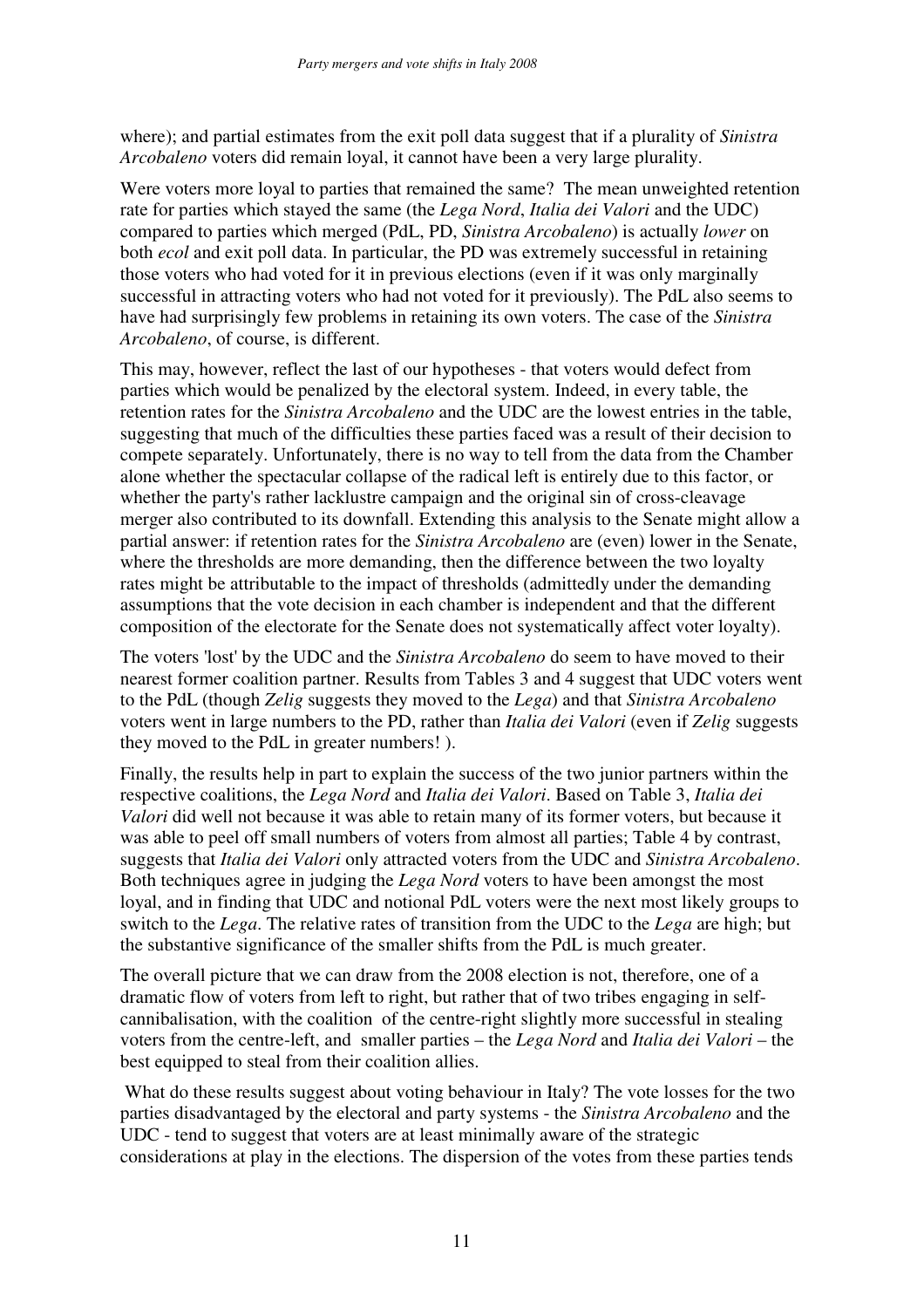where); and partial estimates from the exit poll data suggest that if a plurality of *Sinistra Arcobaleno* voters did remain loyal, it cannot have been a very large plurality.

Were voters more loyal to parties that remained the same? The mean unweighted retention rate for parties which stayed the same (the *Lega Nord*, *Italia dei Valori* and the UDC) compared to parties which merged (PdL, PD, *Sinistra Arcobaleno*) is actually *lower* on both *ecol* and exit poll data. In particular, the PD was extremely successful in retaining those voters who had voted for it in previous elections (even if it was only marginally successful in attracting voters who had not voted for it previously). The PdL also seems to have had surprisingly few problems in retaining its own voters. The case of the *Sinistra Arcobaleno*, of course, is different.

This may, however, reflect the last of our hypotheses - that voters would defect from parties which would be penalized by the electoral system. Indeed, in every table, the retention rates for the *Sinistra Arcobaleno* and the UDC are the lowest entries in the table, suggesting that much of the difficulties these parties faced was a result of their decision to compete separately. Unfortunately, there is no way to tell from the data from the Chamber alone whether the spectacular collapse of the radical left is entirely due to this factor, or whether the party's rather lacklustre campaign and the original sin of cross-cleavage merger also contributed to its downfall. Extending this analysis to the Senate might allow a partial answer: if retention rates for the *Sinistra Arcobaleno* are (even) lower in the Senate, where the thresholds are more demanding, then the difference between the two loyalty rates might be attributable to the impact of thresholds (admittedly under the demanding assumptions that the vote decision in each chamber is independent and that the different composition of the electorate for the Senate does not systematically affect voter loyalty).

The voters 'lost' by the UDC and the *Sinistra Arcobaleno* do seem to have moved to their nearest former coalition partner. Results from Tables 3 and 4 suggest that UDC voters went to the PdL (though *Zelig* suggests they moved to the *Lega*) and that *Sinistra Arcobaleno* voters went in large numbers to the PD, rather than *Italia dei Valori* (even if *Zelig* suggests they moved to the PdL in greater numbers! ).

Finally, the results help in part to explain the success of the two junior partners within the respective coalitions, the *Lega Nord* and *Italia dei Valori*. Based on Table 3, *Italia dei Valori* did well not because it was able to retain many of its former voters, but because it was able to peel off small numbers of voters from almost all parties; Table 4 by contrast, suggests that *Italia dei Valori* only attracted voters from the UDC and *Sinistra Arcobaleno*. Both techniques agree in judging the *Lega Nord* voters to have been amongst the most loyal, and in finding that UDC and notional PdL voters were the next most likely groups to switch to the *Lega*. The relative rates of transition from the UDC to the *Lega* are high; but the substantive significance of the smaller shifts from the PdL is much greater.

The overall picture that we can draw from the 2008 election is not, therefore, one of a dramatic flow of voters from left to right, but rather that of two tribes engaging in self-cannibalisation, with the coalition of the centre-right slightly more successful in stealing voters from the centre-left, and smaller parties – the *Lega Nord* and *Italia dei Valori* – the best equipped to steal from their coalition allies.

What do these results suggest about voting behaviour in Italy? The vote losses for the two parties disadvantaged by the electoral and party systems - the *Sinistra Arcobaleno* and the UDC - tend to suggest that voters are at least minimally aware of the strategic considerations at play in the elections. The dispersion of the votes from these parties tends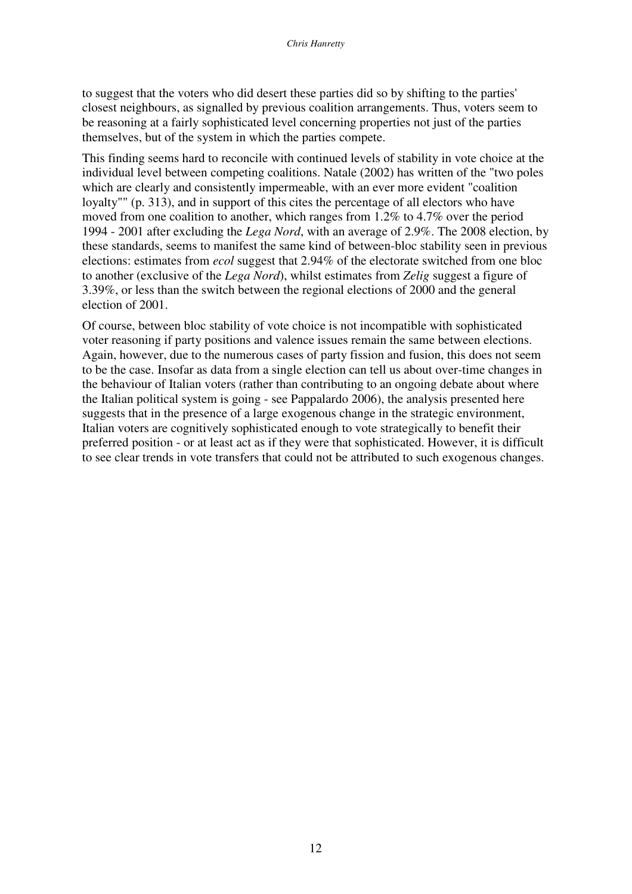to suggest that the voters who did desert these parties did so by shifting to the parties' closest neighbours, as signalled by previous coalition arrangements. Thus, voters seem to be reasoning at a fairly sophisticated level concerning properties not just of the parties themselves, but of the system in which the parties compete.

This finding seems hard to reconcile with continued levels of stability in vote choice at the individual level between competing coalitions. Natale (2002) has written of the "two poles which are clearly and consistently impermeable, with an ever more evident "coalition loyalty"" (p. 313), and in support of this cites the percentage of all electors who have moved from one coalition to another, which ranges from 1.2% to 4.7% over the period 1994 - 2001 after excluding the *Lega Nord*, with an average of 2.9%. The 2008 election, by these standards, seems to manifest the same kind of between-bloc stability seen in previous elections: estimates from *ecol* suggest that 2.94% of the electorate switched from one bloc to another (exclusive of the *Lega Nord*), whilst estimates from *Zelig* suggest a figure of 3.39%, or less than the switch between the regional elections of 2000 and the general election of 2001.

Of course, between bloc stability of vote choice is not incompatible with sophisticated voter reasoning if party positions and valence issues remain the same between elections. Again, however, due to the numerous cases of party fission and fusion, this does not seem to be the case. Insofar as data from a single election can tell us about over-time changes in the behaviour of Italian voters (rather than contributing to an ongoing debate about where the Italian political system is going - see Pappalardo 2006), the analysis presented here suggests that in the presence of a large exogenous change in the strategic environment, Italian voters are cognitively sophisticated enough to vote strategically to benefit their preferred position - or at least act as if they were that sophisticated. However, it is difficult to see clear trends in vote transfers that could not be attributed to such exogenous changes.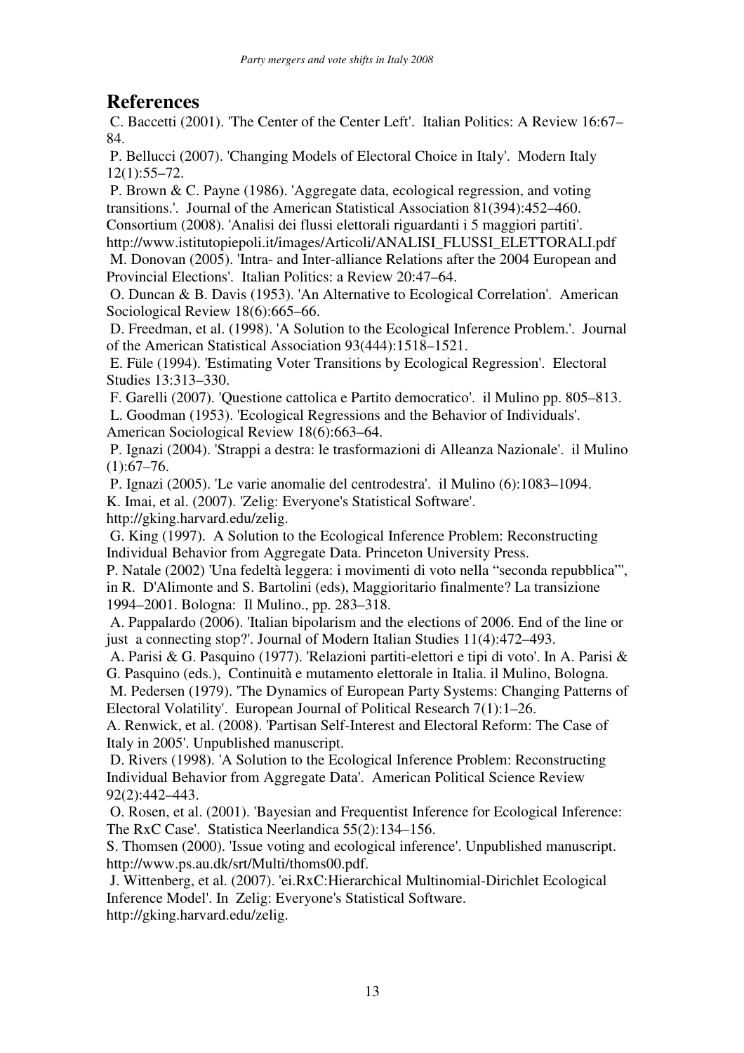# References

C. Baccetti (2001). 'The Center of the Center Left'. Italian Politics: A Review 16:67–84.

P. Bellucci (2007). 'Changing Models of Electoral Choice in Italy'. Modern Italy 12(1):55–72.

P. Brown & C. Payne (1986). 'Aggregate data, ecological regression, and voting transitions.'. Journal of the American Statistical Association 81(394):452–460.

Consortium (2008). 'Analisi dei flussi elettorali riguardanti i 5 maggiori partiti'. http://www.istitutopiepoli.it/images/Articoli/ANALISI_FLUSSI_ELETTORALI.pdf

M. Donovan (2005). 'Intra- and Inter-alliance Relations after the 2004 European and Provincial Elections'. Italian Politics: a Review 20:47–64.

O. Duncan & B. Davis (1953). 'An Alternative to Ecological Correlation'. American Sociological Review 18(6):665–66.

D. Freedman, et al. (1998). 'A Solution to the Ecological Inference Problem.'. Journal of the American Statistical Association 93(444):1518–1521.

E. Füle (1994). 'Estimating Voter Transitions by Ecological Regression'. Electoral Studies 13:313–330.

F. Garelli (2007). 'Questione cattolica e Partito democratico'. il Mulino pp. 805–813.

L. Goodman (1953). 'Ecological Regressions and the Behavior of Individuals'. American Sociological Review 18(6):663–64.

P. Ignazi (2004). 'Strappi a destra: le trasformazioni di Alleanza Nazionale'. il Mulino (1):67–76.

P. Ignazi (2005). 'Le varie anomalie del centrodestra'. il Mulino (6):1083–1094.

K. Imai, et al. (2007). 'Zelig: Everyone's Statistical Software'. http://gking.harvard.edu/zelig.

G. King (1997). A Solution to the Ecological Inference Problem: Reconstructing Individual Behavior from Aggregate Data. Princeton University Press.

P. Natale (2002) 'Una fedeltà leggera: i movimenti di voto nella "seconda repubblica"', in R. D'Alimonte and S. Bartolini (eds), Maggioritario finalmente? La transizione 1994–2001. Bologna: Il Mulino., pp. 283–318.

A. Pappalardo (2006). 'Italian bipolarism and the elections of 2006. End of the line or just a connecting stop?'. Journal of Modern Italian Studies 11(4):472–493.

A. Parisi & G. Pasquino (1977). 'Relazioni partiti-elettori e tipi di voto'. In A. Parisi & G. Pasquino (eds.), Continuità e mutamento elettorale in Italia. il Mulino, Bologna.

M. Pedersen (1979). 'The Dynamics of European Party Systems: Changing Patterns of Electoral Volatility'. European Journal of Political Research 7(1):1–26.

A. Renwick, et al. (2008). 'Partisan Self-Interest and Electoral Reform: The Case of Italy in 2005'. Unpublished manuscript.

D. Rivers (1998). 'A Solution to the Ecological Inference Problem: Reconstructing Individual Behavior from Aggregate Data'. American Political Science Review 92(2):442–443.

O. Rosen, et al. (2001). 'Bayesian and Frequentist Inference for Ecological Inference: The RxC Case'. Statistica Neerlandica 55(2):134–156.

S. Thomsen (2000). 'Issue voting and ecological inference'. Unpublished manuscript. http://www.ps.au.dk/srt/Multi/thoms00.pdf.

J. Wittenberg, et al. (2007). 'ei.RxC:Hierarchical Multinomial-Dirichlet Ecological Inference Model'. In Zelig: Everyone's Statistical Software. http://gking.harvard.edu/zelig.